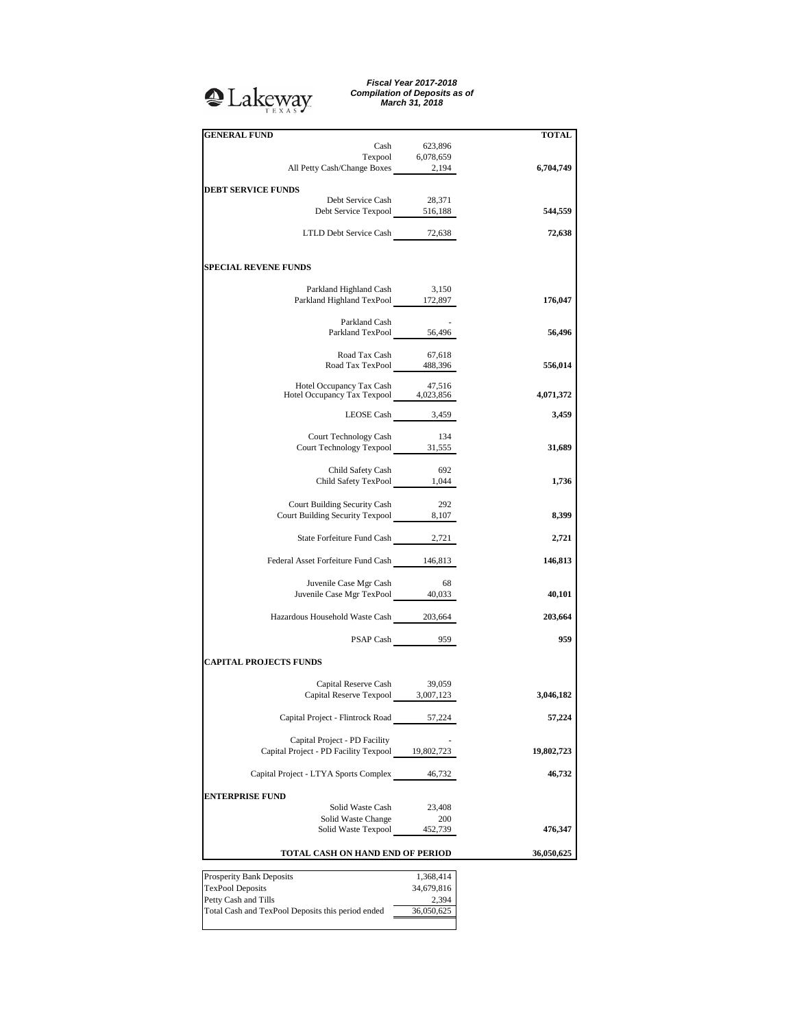Lakeway TEXAS

***Fiscal Year 2017-2018***
***Compilation of Deposits as of***
***March 31, 2018***

| **GENERAL FUND** | | **TOTAL** |
|---|---|---|
| Cash | 623,896 | |
| Texpool | 6,078,659 | |
| All Petty Cash/Change Boxes | 2,194 | **6,704,749** |
| **DEBT SERVICE FUNDS** | | |
| Debt Service Cash | 28,371 | |
| Debt Service Texpool | 516,188 | **544,559** |
| LTLD Debt Service Cash | 72,638 | **72,638** |
| **SPECIAL REVENE FUNDS** | | |
| Parkland Highland Cash | 3,150 | |
| Parkland Highland TexPool | 172,897 | **176,047** |
| Parkland Cash | - | |
| Parkland TexPool | 56,496 | **56,496** |
| Road Tax Cash | 67,618 | |
| Road Tax TexPool | 488,396 | **556,014** |
| Hotel Occupancy Tax Cash | 47,516 | |
| Hotel Occupancy Tax Texpool | 4,023,856 | **4,071,372** |
| LEOSE Cash | 3,459 | **3,459** |
| Court Technology Cash | 134 | |
| Court Technology Texpool | 31,555 | **31,689** |
| Child Safety Cash | 692 | |
| Child Safety TexPool | 1,044 | **1,736** |
| Court Building Security Cash | 292 | |
| Court Building Security Texpool | 8,107 | **8,399** |
| State Forfeiture Fund Cash | 2,721 | **2,721** |
| Federal Asset Forfeiture Fund Cash | 146,813 | **146,813** |
| Juvenile Case Mgr Cash | 68 | |
| Juvenile Case Mgr TexPool | 40,033 | **40,101** |
| Hazardous Household Waste Cash | 203,664 | **203,664** |
| PSAP Cash | 959 | **959** |
| **CAPITAL PROJECTS FUNDS** | | |
| Capital Reserve Cash | 39,059 | |
| Capital Reserve Texpool | 3,007,123 | **3,046,182** |
| Capital Project - Flintrock Road | 57,224 | **57,224** |
| Capital Project - PD Facility | - | |
| Capital Project - PD Facility Texpool | 19,802,723 | **19,802,723** |
| Capital Project - LTYA Sports Complex | 46,732 | **46,732** |
| **ENTERPRISE FUND** | | |
| Solid Waste Cash | 23,408 | |
| Solid Waste Change | 200 | |
| Solid Waste Texpool | 452,739 | **476,347** |
| **TOTAL CASH ON HAND END OF PERIOD** | | **36,050,625** |

| | |
|---|---|
| Prosperity Bank Deposits | 1,368,414 |
| TexPool Deposits | 34,679,816 |
| Petty Cash and Tills | 2,394 |
| Total Cash and TexPool Deposits this period ended | 36,050,625 |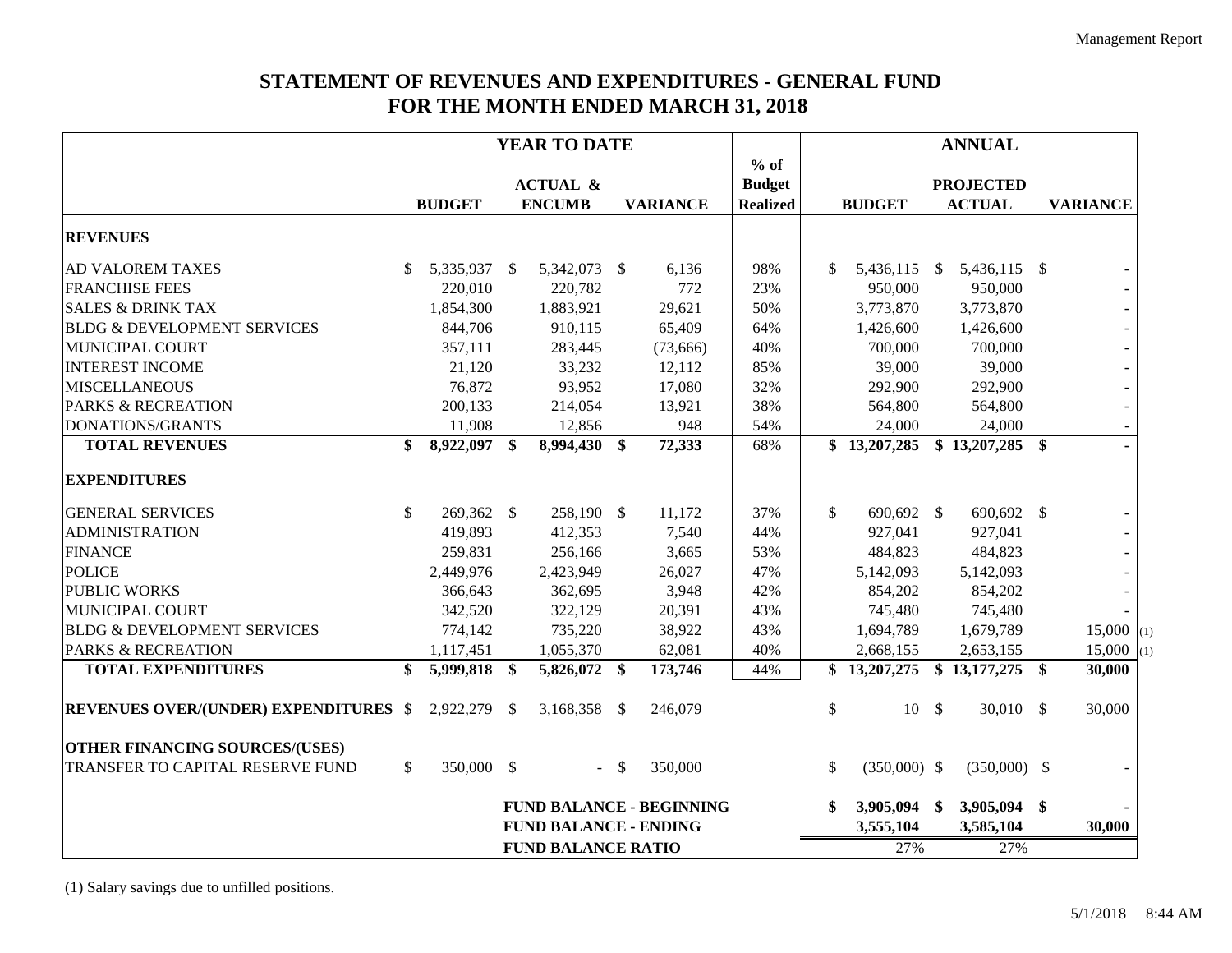Management Report

# STATEMENT OF REVENUES AND EXPENDITURES - GENERAL FUND
## FOR THE MONTH ENDED MARCH 31, 2018

| | YEAR TO DATE | | | % of | ANNUAL | | |
|---|---|---|---|---|---|---|---|
| | BUDGET | ACTUAL & ENCUMB | VARIANCE | Budget Realized | BUDGET | PROJECTED ACTUAL | VARIANCE |
| **REVENUES** | | | | | | | |
| AD VALOREM TAXES | $ 5,335,937 | $ 5,342,073 | $ 6,136 | 98% | $ 5,436,115 | $ 5,436,115 | $ - |
| FRANCHISE FEES | 220,010 | 220,782 | 772 | 23% | 950,000 | 950,000 | - |
| SALES & DRINK TAX | 1,854,300 | 1,883,921 | 29,621 | 50% | 3,773,870 | 3,773,870 | - |
| BLDG & DEVELOPMENT SERVICES | 844,706 | 910,115 | 65,409 | 64% | 1,426,600 | 1,426,600 | - |
| MUNICIPAL COURT | 357,111 | 283,445 | (73,666) | 40% | 700,000 | 700,000 | - |
| INTEREST INCOME | 21,120 | 33,232 | 12,112 | 85% | 39,000 | 39,000 | - |
| MISCELLANEOUS | 76,872 | 93,952 | 17,080 | 32% | 292,900 | 292,900 | - |
| PARKS & RECREATION | 200,133 | 214,054 | 13,921 | 38% | 564,800 | 564,800 | - |
| DONATIONS/GRANTS | 11,908 | 12,856 | 948 | 54% | 24,000 | 24,000 | - |
| **TOTAL REVENUES** | **$ 8,922,097** | **$ 8,994,430** | **$ 72,333** | 68% | **$ 13,207,285** | **$ 13,207,285** | **$ -** |
| **EXPENDITURES** | | | | | | | |
| GENERAL SERVICES | $ 269,362 | $ 258,190 | $ 11,172 | 37% | $ 690,692 | $ 690,692 | $ - |
| ADMINISTRATION | 419,893 | 412,353 | 7,540 | 44% | 927,041 | 927,041 | - |
| FINANCE | 259,831 | 256,166 | 3,665 | 53% | 484,823 | 484,823 | - |
| POLICE | 2,449,976 | 2,423,949 | 26,027 | 47% | 5,142,093 | 5,142,093 | - |
| PUBLIC WORKS | 366,643 | 362,695 | 3,948 | 42% | 854,202 | 854,202 | - |
| MUNICIPAL COURT | 342,520 | 322,129 | 20,391 | 43% | 745,480 | 745,480 | - |
| BLDG & DEVELOPMENT SERVICES | 774,142 | 735,220 | 38,922 | 43% | 1,694,789 | 1,679,789 | 15,000 (1) |
| PARKS & RECREATION | 1,117,451 | 1,055,370 | 62,081 | 40% | 2,668,155 | 2,653,155 | 15,000 (1) |
| **TOTAL EXPENDITURES** | **$ 5,999,818** | **$ 5,826,072** | **$ 173,746** | 44% | **$ 13,207,275** | **$ 13,177,275** | **$ 30,000** |
| **REVENUES OVER/(UNDER) EXPENDITURES** | $ 2,922,279 | $ 3,168,358 | $ 246,079 | | $ 10 | $ 30,010 | $ 30,000 |
| **OTHER FINANCING SOURCES/(USES)** | | | | | | | |
| TRANSFER TO CAPITAL RESERVE FUND | $ 350,000 | $ - | $ 350,000 | | $ (350,000) | $ (350,000) | $ - |
| | | **FUND BALANCE - BEGINNING** | | | **$ 3,905,094** | **$ 3,905,094** | **$ -** |
| | | **FUND BALANCE - ENDING** | | | **3,555,104** | **3,585,104** | **30,000** |
| | | **FUND BALANCE RATIO** | | | 27% | 27% | |

(1) Salary savings due to unfilled positions.

5/1/2018 8:44 AM